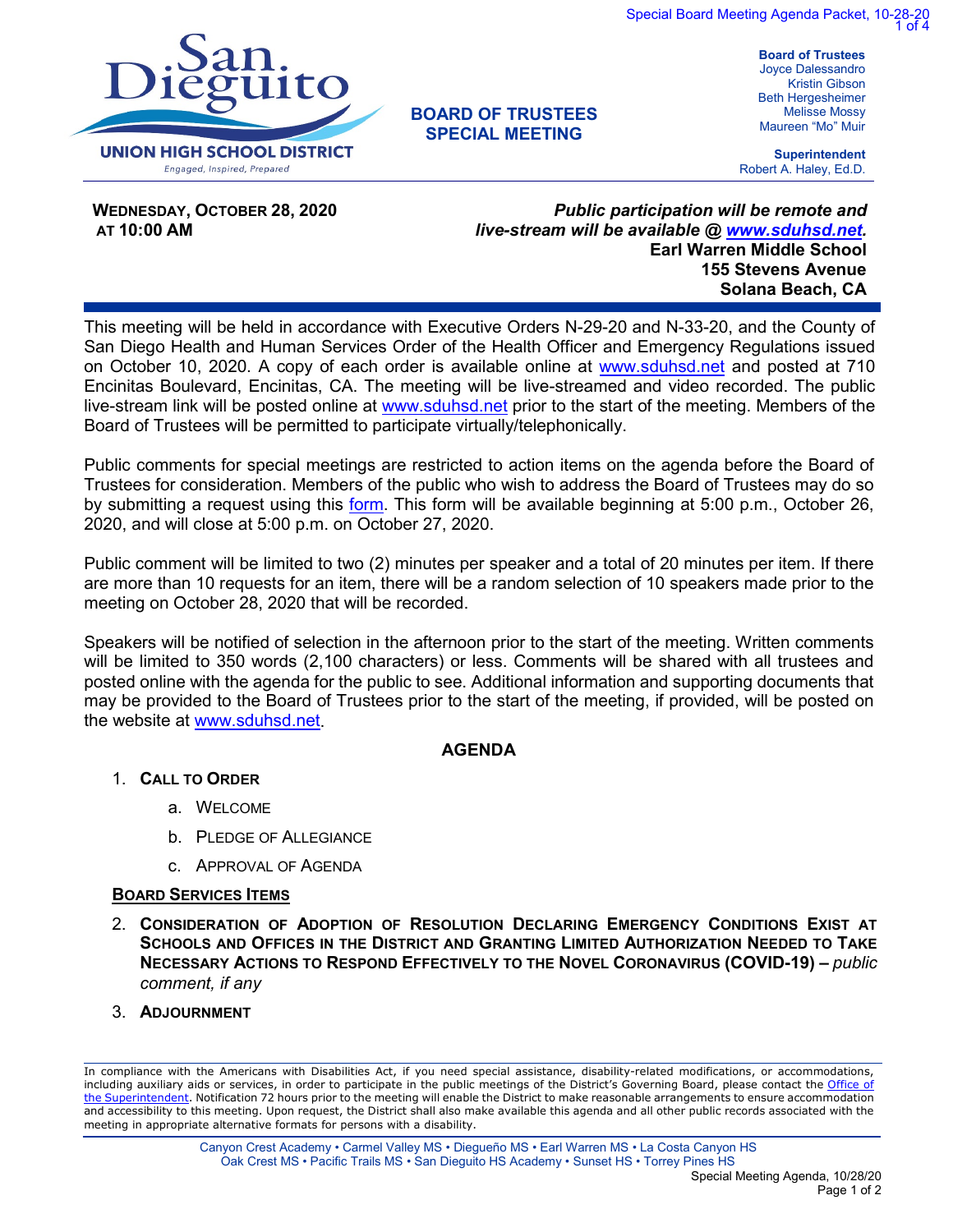**San Dieguito UNION HIGH SCHOOL DISTRICT**
*Engaged, Inspired, Prepared*

# BOARD OF TRUSTEES SPECIAL MEETING

**Board of Trustees**
Joyce Dalessandro
Kristin Gibson
Beth Hergesheimer
Melisse Mossy
Maureen "Mo" Muir

**Superintendent**
Robert A. Haley, Ed.D.

**WEDNESDAY, OCTOBER 28, 2020 AT 10:00 AM**

***Public participation will be remote and live-stream will be available @ www.sduhsd.net.***
**Earl Warren Middle School**
**155 Stevens Avenue**
**Solana Beach, CA**

This meeting will be held in accordance with Executive Orders N-29-20 and N-33-20, and the County of San Diego Health and Human Services Order of the Health Officer and Emergency Regulations issued on October 10, 2020. A copy of each order is available online at www.sduhsd.net and posted at 710 Encinitas Boulevard, Encinitas, CA. The meeting will be live-streamed and video recorded. The public live-stream link will be posted online at www.sduhsd.net prior to the start of the meeting. Members of the Board of Trustees will be permitted to participate virtually/telephonically.

Public comments for special meetings are restricted to action items on the agenda before the Board of Trustees for consideration. Members of the public who wish to address the Board of Trustees may do so by submitting a request using this form. This form will be available beginning at 5:00 p.m., October 26, 2020, and will close at 5:00 p.m. on October 27, 2020.

Public comment will be limited to two (2) minutes per speaker and a total of 20 minutes per item. If there are more than 10 requests for an item, there will be a random selection of 10 speakers made prior to the meeting on October 28, 2020 that will be recorded.

Speakers will be notified of selection in the afternoon prior to the start of the meeting. Written comments will be limited to 350 words (2,100 characters) or less. Comments will be shared with all trustees and posted online with the agenda for the public to see. Additional information and supporting documents that may be provided to the Board of Trustees prior to the start of the meeting, if provided, will be posted on the website at www.sduhsd.net.

## AGENDA

1. **CALL TO ORDER**
   a. WELCOME
   b. PLEDGE OF ALLEGIANCE
   c. APPROVAL OF AGENDA

**BOARD SERVICES ITEMS**

2. **CONSIDERATION OF ADOPTION OF RESOLUTION DECLARING EMERGENCY CONDITIONS EXIST AT SCHOOLS AND OFFICES IN THE DISTRICT AND GRANTING LIMITED AUTHORIZATION NEEDED TO TAKE NECESSARY ACTIONS TO RESPOND EFFECTIVELY TO THE NOVEL CORONAVIRUS (COVID-19) –** *public comment, if any*

3. **ADJOURNMENT**

In compliance with the Americans with Disabilities Act, if you need special assistance, disability-related modifications, or accommodations, including auxiliary aids or services, in order to participate in the public meetings of the District's Governing Board, please contact the Office of the Superintendent. Notification 72 hours prior to the meeting will enable the District to make reasonable arrangements to ensure accommodation and accessibility to this meeting. Upon request, the District shall also make available this agenda and all other public records associated with the meeting in appropriate alternative formats for persons with a disability.

Canyon Crest Academy • Carmel Valley MS • Diegueño MS • Earl Warren MS • La Costa Canyon HS
Oak Crest MS • Pacific Trails MS • San Dieguito HS Academy • Sunset HS • Torrey Pines HS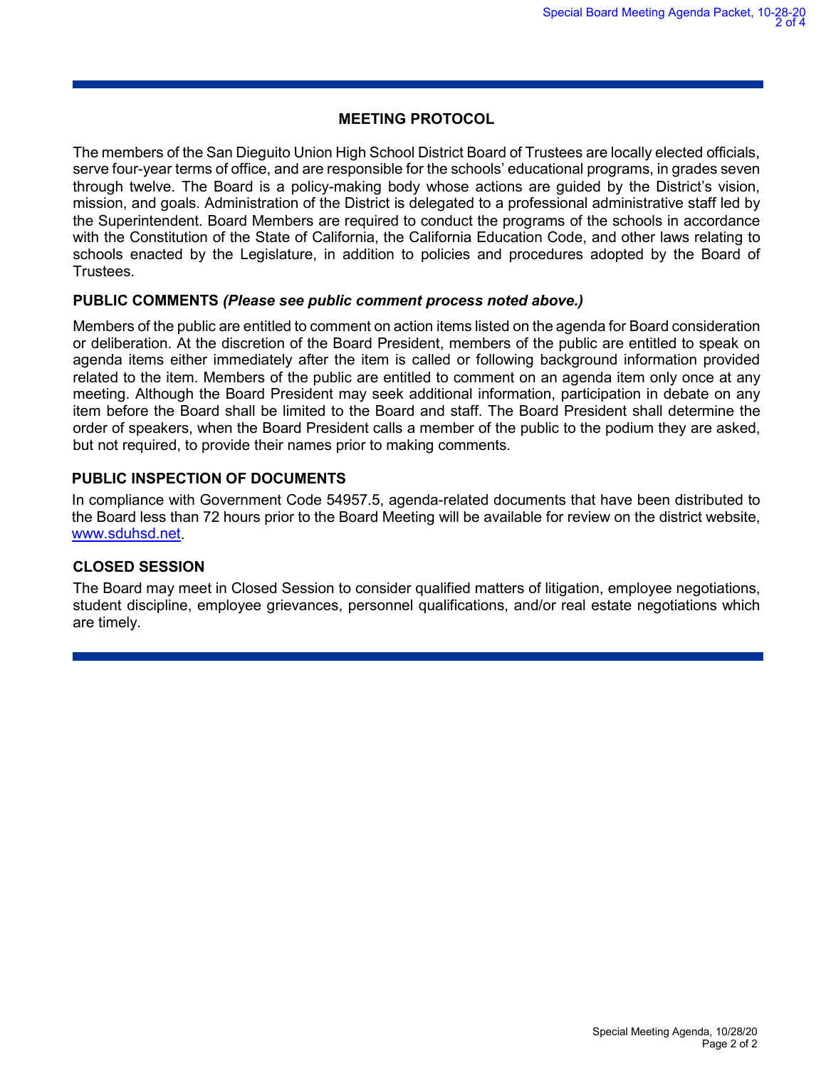## MEETING PROTOCOL

The members of the San Dieguito Union High School District Board of Trustees are locally elected officials, serve four-year terms of office, and are responsible for the schools' educational programs, in grades seven through twelve. The Board is a policy-making body whose actions are guided by the District's vision, mission, and goals. Administration of the District is delegated to a professional administrative staff led by the Superintendent. Board Members are required to conduct the programs of the schools in accordance with the Constitution of the State of California, the California Education Code, and other laws relating to schools enacted by the Legislature, in addition to policies and procedures adopted by the Board of Trustees.

### PUBLIC COMMENTS *(Please see public comment process noted above.)*

Members of the public are entitled to comment on action items listed on the agenda for Board consideration or deliberation. At the discretion of the Board President, members of the public are entitled to speak on agenda items either immediately after the item is called or following background information provided related to the item. Members of the public are entitled to comment on an agenda item only once at any meeting. Although the Board President may seek additional information, participation in debate on any item before the Board shall be limited to the Board and staff. The Board President shall determine the order of speakers, when the Board President calls a member of the public to the podium they are asked, but not required, to provide their names prior to making comments.

### PUBLIC INSPECTION OF DOCUMENTS

In compliance with Government Code 54957.5, agenda-related documents that have been distributed to the Board less than 72 hours prior to the Board Meeting will be available for review on the district website, [www.sduhsd.net](http://www.sduhsd.net).

### CLOSED SESSION

The Board may meet in Closed Session to consider qualified matters of litigation, employee negotiations, student discipline, employee grievances, personnel qualifications, and/or real estate negotiations which are timely.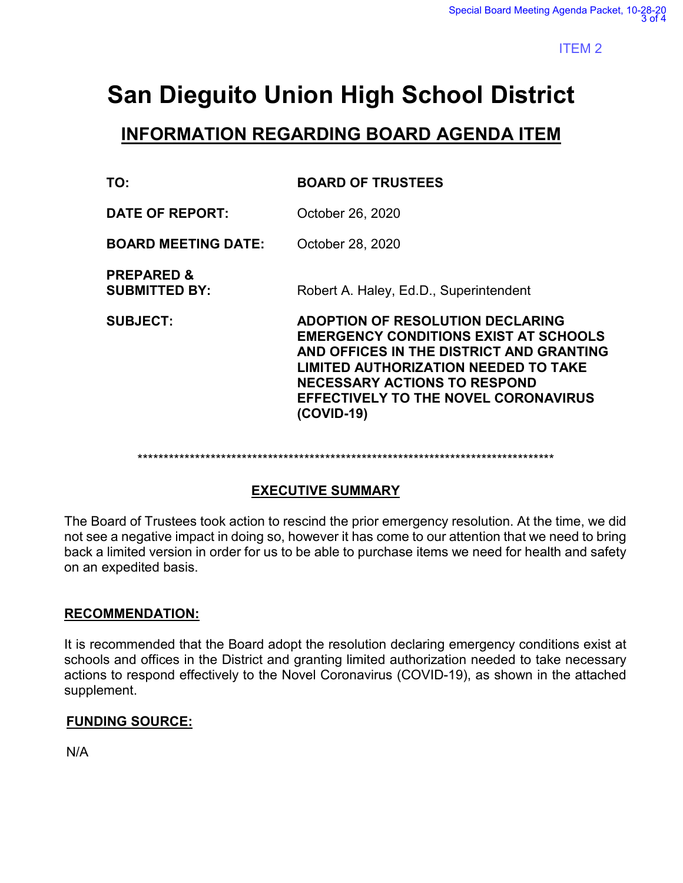ITEM 2

# San Dieguito Union High School District

## INFORMATION REGARDING BOARD AGENDA ITEM

**TO:** **BOARD OF TRUSTEES**

**DATE OF REPORT:** October 26, 2020

**BOARD MEETING DATE:** October 28, 2020

**PREPARED & SUBMITTED BY:** Robert A. Haley, Ed.D., Superintendent

**SUBJECT:** **ADOPTION OF RESOLUTION DECLARING EMERGENCY CONDITIONS EXIST AT SCHOOLS AND OFFICES IN THE DISTRICT AND GRANTING LIMITED AUTHORIZATION NEEDED TO TAKE NECESSARY ACTIONS TO RESPOND EFFECTIVELY TO THE NOVEL CORONAVIRUS (COVID-19)**

*********************************************************************************

### EXECUTIVE SUMMARY

The Board of Trustees took action to rescind the prior emergency resolution. At the time, we did not see a negative impact in doing so, however it has come to our attention that we need to bring back a limited version in order for us to be able to purchase items we need for health and safety on an expedited basis.

### RECOMMENDATION:

It is recommended that the Board adopt the resolution declaring emergency conditions exist at schools and offices in the District and granting limited authorization needed to take necessary actions to respond effectively to the Novel Coronavirus (COVID-19), as shown in the attached supplement.

### FUNDING SOURCE:

N/A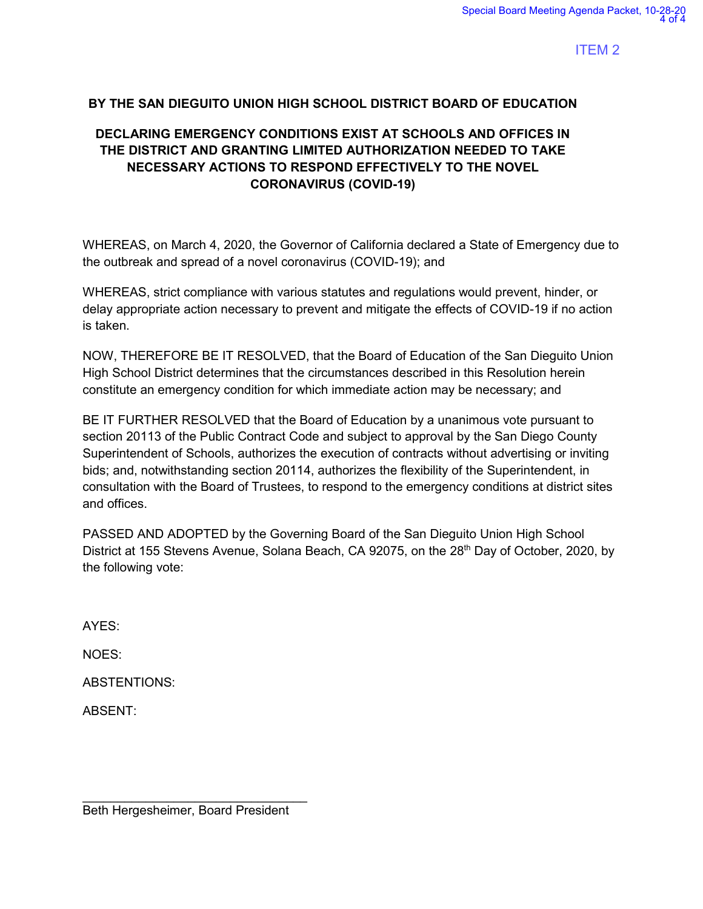ITEM 2

**BY THE SAN DIEGUITO UNION HIGH SCHOOL DISTRICT BOARD OF EDUCATION**

**DECLARING EMERGENCY CONDITIONS EXIST AT SCHOOLS AND OFFICES IN THE DISTRICT AND GRANTING LIMITED AUTHORIZATION NEEDED TO TAKE NECESSARY ACTIONS TO RESPOND EFFECTIVELY TO THE NOVEL CORONAVIRUS (COVID-19)**

WHEREAS, on March 4, 2020, the Governor of California declared a State of Emergency due to the outbreak and spread of a novel coronavirus (COVID-19); and

WHEREAS, strict compliance with various statutes and regulations would prevent, hinder, or delay appropriate action necessary to prevent and mitigate the effects of COVID-19 if no action is taken.

NOW, THEREFORE BE IT RESOLVED, that the Board of Education of the San Dieguito Union High School District determines that the circumstances described in this Resolution herein constitute an emergency condition for which immediate action may be necessary; and

BE IT FURTHER RESOLVED that the Board of Education by a unanimous vote pursuant to section 20113 of the Public Contract Code and subject to approval by the San Diego County Superintendent of Schools, authorizes the execution of contracts without advertising or inviting bids; and, notwithstanding section 20114, authorizes the flexibility of the Superintendent, in consultation with the Board of Trustees, to respond to the emergency conditions at district sites and offices.

PASSED AND ADOPTED by the Governing Board of the San Dieguito Union High School District at 155 Stevens Avenue, Solana Beach, CA 92075, on the 28th Day of October, 2020, by the following vote:

AYES:

NOES:

ABSTENTIONS:

ABSENT:

\_\_\_\_\_\_\_\_\_\_\_\_\_\_\_\_\_\_\_\_\_\_\_\_\_\_\_\_\_\_\_\_

Beth Hergesheimer, Board President